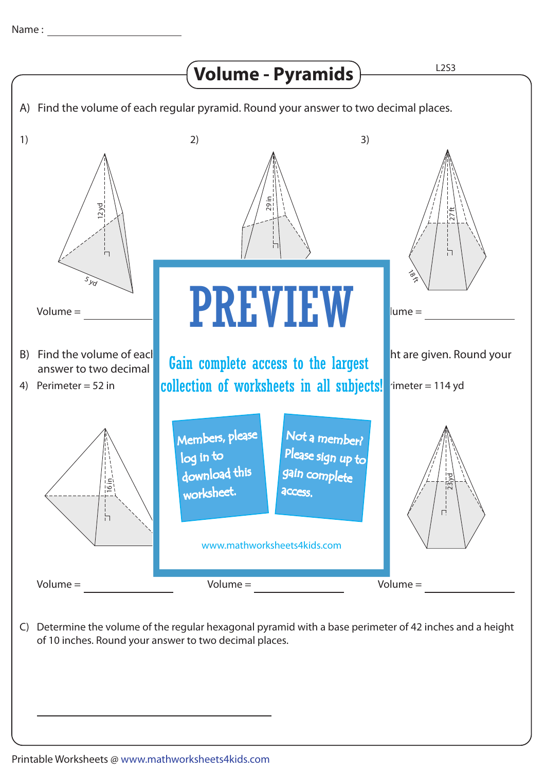Name : ____________________

# Volume - Pyramids

A) Find the volume of each regular pyramid. Round your answer to two decimal places.

1) 12 yd, 5 yd

Volume = ____________

2) 29 in

3) 27 ft, 18 ft

Volume = ____________

B) Find the volume of each [...] ht are given. Round your answer to two decimal [...]

4) Perimeter = 52 in

16 in

[...] Perimeter = 114 yd

23 yd

Volume = ____________ Volume = ____________ Volume = ____________

PREVIEW

Gain complete access to the largest collection of worksheets in all subjects!

Members, please log in to download this worksheet.

Not a member? Please sign up to gain complete access.

www.mathworksheets4kids.com

C) Determine the volume of the regular hexagonal pyramid with a base perimeter of 42 inches and a height of 10 inches. Round your answer to two decimal places.

______________________________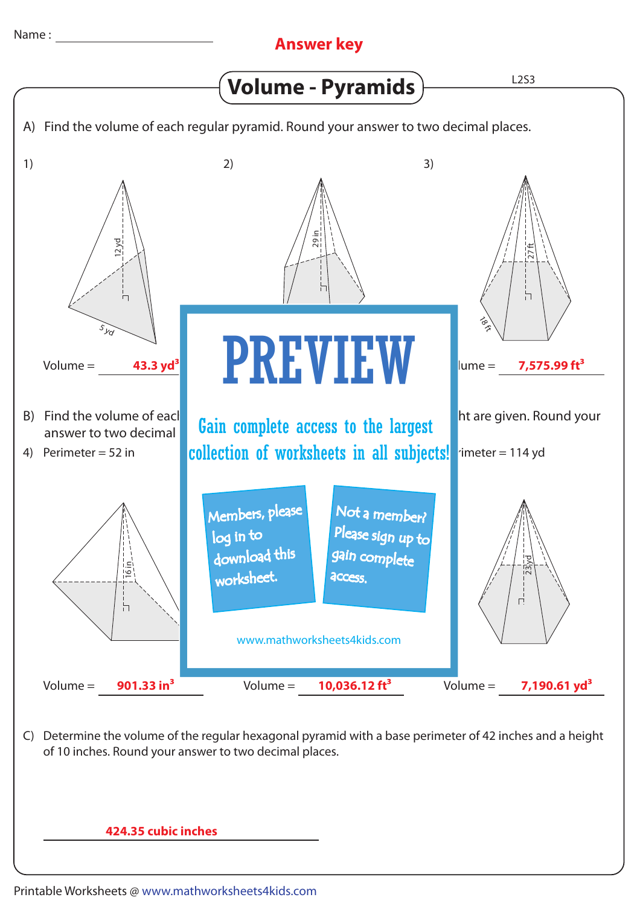Name : ________________

**Answer key**

# Volume - Pyramids

L2S3

A) Find the volume of each regular pyramid. Round your answer to two decimal places.

1)

12 yd

5 yd

Volume = **43.3 yd$^3$**

2)

29 in

3)

27 ft

18 ft

Volume = **7,575.99 ft$^3$**

B) Find the volume of each ... ht are given. Round your answer to two decimal ...

4) Perimeter = 52 in

16 in

Volume = **901.33 in$^3$**

Volume = **10,036.12 ft$^3$**

...imeter = 114 yd

23 yd

Volume = **7,190.61 yd$^3$**

PREVIEW

Gain complete access to the largest collection of worksheets in all subjects!

Members, please log in to download this worksheet.

Not a member? Please sign up to gain complete access.

www.mathworksheets4kids.com

C) Determine the volume of the regular hexagonal pyramid with a base perimeter of 42 inches and a height of 10 inches. Round your answer to two decimal places.

**424.35 cubic inches**

Printable Worksheets @ www.mathworksheets4kids.com